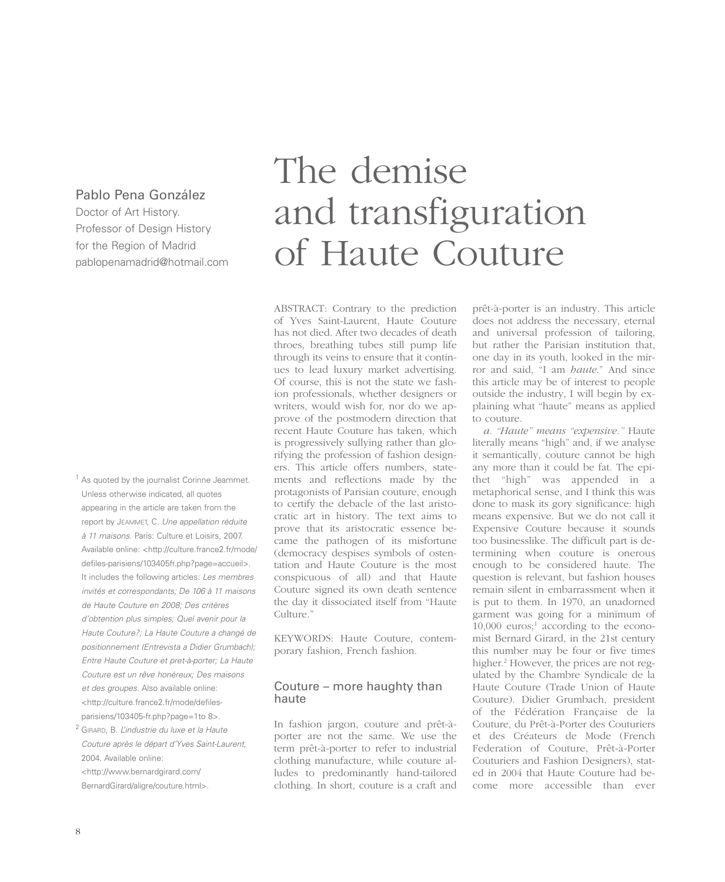Pablo Pena González
Doctor of Art History.
Professor of Design History
for the Region of Madrid
pablopenamadrid@hotmail.com

# The demise and transfiguration of Haute Couture

ABSTRACT: Contrary to the prediction of Yves Saint-Laurent, Haute Couture has not died. After two decades of death throes, breathing tubes still pump life through its veins to ensure that it continues to lead luxury market advertising. Of course, this is not the state we fashion professionals, whether designers or writers, would wish for, nor do we approve of the postmodern direction that recent Haute Couture has taken, which is progressively sullying rather than glorifying the profession of fashion designers. This article offers numbers, statements and reflections made by the protagonists of Parisian couture, enough to certify the debacle of the last aristocratic art in history. The text aims to prove that its aristocratic essence became the pathogen of its misfortune (democracy despises symbols of ostentation and Haute Couture is the most conspicuous of all) and that Haute Couture signed its own death sentence the day it dissociated itself from "Haute Culture."

KEYWORDS: Haute Couture, contemporary fashion, French fashion.

## Couture – more haughty than haute

In fashion jargon, couture and prêt-à-porter are not the same. We use the term prêt-à-porter to refer to industrial clothing manufacture, while couture alludes to predominantly hand-tailored clothing. In short, couture is a craft and prêt-à-porter is an industry. This article does not address the necessary, eternal and universal profession of tailoring, but rather the Parisian institution that, one day in its youth, looked in the mirror and said, "I am *haute*." And since this article may be of interest to people outside the industry, I will begin by explaining what "haute" means as applied to couture.

*a. "Haute" means "expensive."* Haute literally means "high" and, if we analyse it semantically, couture cannot be high any more than it could be fat. The epithet "high" was appended in a metaphorical sense, and I think this was done to mask its gory significance: high means expensive. But we do not call it Expensive Couture because it sounds too businesslike. The difficult part is determining when couture is onerous enough to be considered haute. The question is relevant, but fashion houses remain silent in embarrassment when it is put to them. In 1970, an unadorned garment was going for a minimum of 10,000 euros;[1] according to the economist Bernard Girard, in the 21st century this number may be four or five times higher.[2] However, the prices are not regulated by the Chambre Syndicale de la Haute Couture (Trade Union of Haute Couture). Didier Grumbach, president of the Fédération Française de la Couture, du Prêt-à-Porter des Couturiers et des Créateurs de Mode (French Federation of Couture, Prêt-à-Porter Couturiers and Fashion Designers), stated in 2004 that Haute Couture had become more accessible than ever

[1] As quoted by the journalist Corinne Jeammet. Unless otherwise indicated, all quotes appearing in the article are taken from the report by Jeammet, C. *Une appellation réduite à 11 maisons*. Paris: Culture et Loisirs, 2007. Available online: <http://culture.france2.fr/mode/defiles-parisiens/103405fr.php?page=accueil>. It includes the following articles: *Les membres invités et correspondants; De 106 à 11 maisons de Haute Couture en 2008; Des critères d'obtention plus simples; Quel avenir pour la Haute Couture?; La Haute Couture a changé de positionnement (Entrevista a Didier Grumbach); Entre Haute Couture et pret-à-porter; La Haute Couture est un rêve honéreux; Des maisons et des groupes.* Also available online: <http://culture.france2.fr/mode/defiles-parisiens/103405-fr.php?page=1to 8>.

[2] Girard, B. *L'industrie du luxe et la Haute Couture après le départ d'Yves Saint-Laurent,* 2004. Available online: <http://www.bernardgirard.com/BernardGirard/aligre/couture.html>.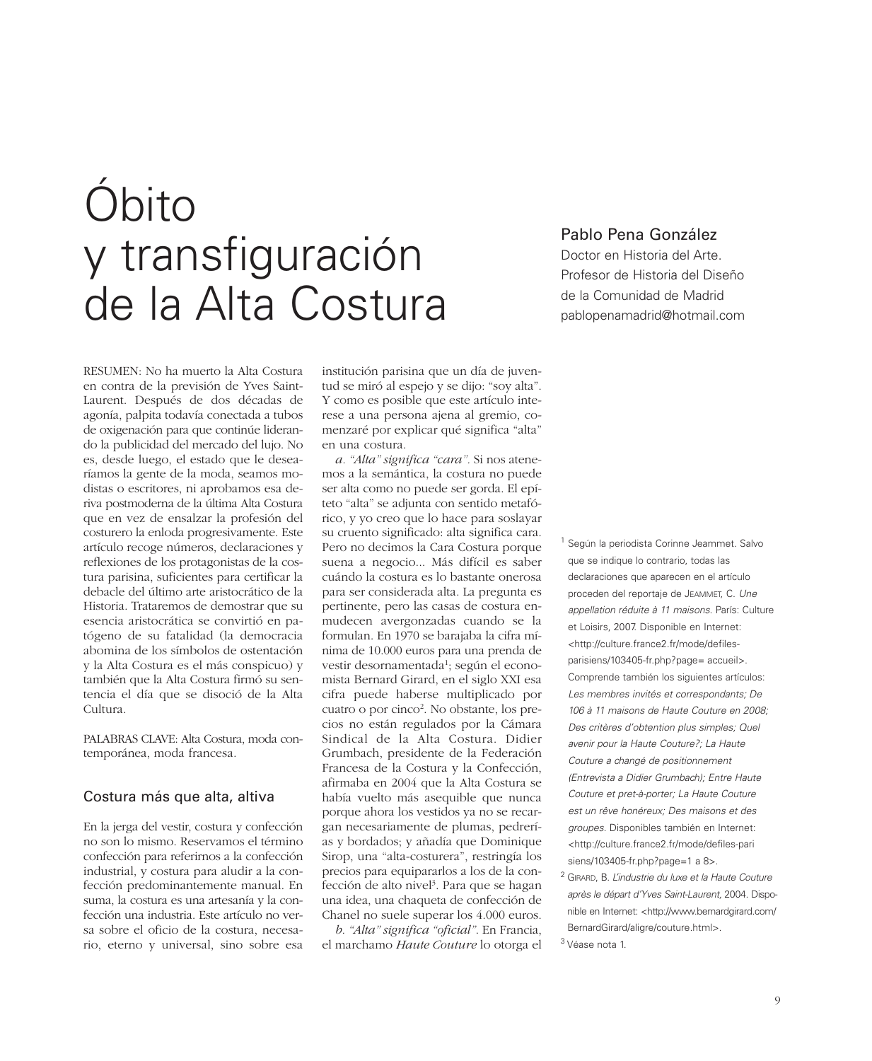# Óbito y transfiguración de la Alta Costura

**Pablo Pena González**
Doctor en Historia del Arte.
Profesor de Historia del Diseño de la Comunidad de Madrid
pablopenamadrid@hotmail.com

RESUMEN: No ha muerto la Alta Costura en contra de la previsión de Yves Saint-Laurent. Después de dos décadas de agonía, palpita todavía conectada a tubos de oxigenación para que continúe liderando la publicidad del mercado del lujo. No es, desde luego, el estado que le desearíamos la gente de la moda, seamos modistas o escritores, ni aprobamos esa deriva postmoderna de la última Alta Costura que en vez de ensalzar la profesión del costurero la enloda progresivamente. Este artículo recoge números, declaraciones y reflexiones de los protagonistas de la costura parisina, suficientes para certificar la debacle del último arte aristocrático de la Historia. Trataremos de demostrar que su esencia aristocrática se convirtió en patógeno de su fatalidad (la democracia abomina de los símbolos de ostentación y la Alta Costura es el más conspicuo) y también que la Alta Costura firmó su sentencia el día que se disoció de la Alta Cultura.

PALABRAS CLAVE: Alta Costura, moda contemporánea, moda francesa.

## Costura más que alta, altiva

En la jerga del vestir, costura y confección no son lo mismo. Reservamos el término confección para referirnos a la confección industrial, y costura para aludir a la confección predominantemente manual. En suma, la costura es una artesanía y la confección una industria. Este artículo no versa sobre el oficio de la costura, necesario, eterno y universal, sino sobre esa institución parisina que un día de juventud se miró al espejo y se dijo: "soy alta". Y como es posible que este artículo interese a una persona ajena al gremio, comenzaré por explicar qué significa "alta" en una costura.

*a. "Alta" significa "cara"*. Si nos atenemos a la semántica, la costura no puede ser alta como no puede ser gorda. El epíteto "alta" se adjunta con sentido metafórico, y yo creo que lo hace para soslayar su cruento significado: alta significa cara. Pero no decimos la Cara Costura porque suena a negocio... Más difícil es saber cuándo la costura es lo bastante onerosa para ser considerada alta. La pregunta es pertinente, pero las casas de costura enmudecen avergonzadas cuando se la formulan. En 1970 se barajaba la cifra mínima de 10.000 euros para una prenda de vestir desornamentada[1]; según el economista Bernard Girard, en el siglo XXI esa cifra puede haberse multiplicado por cuatro o por cinco[2]. No obstante, los precios no están regulados por la Cámara Sindical de la Alta Costura. Didier Grumbach, presidente de la Federación Francesa de la Costura y la Confección, afirmaba en 2004 que la Alta Costura se había vuelto más asequible que nunca porque ahora los vestidos ya no se recargan necesariamente de plumas, pedrerías y bordados; y añadía que Dominique Sirop, una "alta-costurera", restringía los precios para equipararlos a los de la confección de alto nivel[3]. Para que se hagan una idea, una chaqueta de confección de Chanel no suele superar los 4.000 euros.

*b. "Alta" significa "oficial"*. En Francia, el marchamo *Haute Couture* lo otorga el

---

[1] Según la periodista Corinne Jeammet. Salvo que se indique lo contrario, todas las declaraciones que aparecen en el artículo proceden del reportaje de JEAMMET, C. *Une appellation réduite à 11 maisons*. París: Culture et Loisirs, 2007. Disponible en Internet: <http://culture.france2.fr/mode/defiles-parisiens/103405-fr.php?page= accueil>. Comprende también los siguientes artículos: *Les membres invités et correspondants; De 106 à 11 maisons de Haute Couture en 2008; Des critères d'obtention plus simples; Quel avenir pour la Haute Couture?; La Haute Couture a changé de positionnement (Entrevista a Didier Grumbach); Entre Haute Couture et pret-à-porter; La Haute Couture est un rêve honéreux; Des maisons et des groupes.* Disponibles también en Internet: <http://culture.france2.fr/mode/defiles-parisiens/103405-fr.php?page=1 a 8>.

[2] GIRARD, B. *L'industrie du luxe et la Haute Couture après le départ d'Yves Saint-Laurent,* 2004. Disponible en Internet: <http://www.bernardgirard.com/BernardGirard/aligre/couture.html>.

[3] Véase nota 1.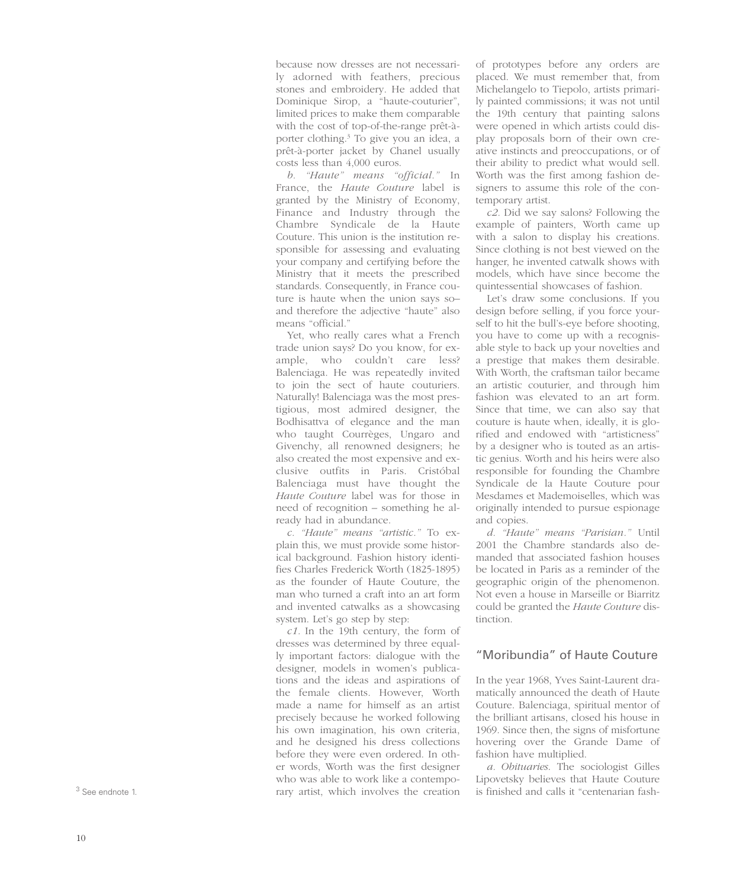because now dresses are not necessarily adorned with feathers, precious stones and embroidery. He added that Dominique Sirop, a "haute-couturier", limited prices to make them comparable with the cost of top-of-the-range prêt-à-porter clothing.[3] To give you an idea, a prêt-à-porter jacket by Chanel usually costs less than 4,000 euros.

*b. "Haute" means "official."* In France, the *Haute Couture* label is granted by the Ministry of Economy, Finance and Industry through the Chambre Syndicale de la Haute Couture. This union is the institution responsible for assessing and evaluating your company and certifying before the Ministry that it meets the prescribed standards. Consequently, in France couture is haute when the union says so– and therefore the adjective "haute" also means "official."

Yet, who really cares what a French trade union says? Do you know, for example, who couldn't care less? Balenciaga. He was repeatedly invited to join the sect of haute couturiers. Naturally! Balenciaga was the most prestigious, most admired designer, the Bodhisattva of elegance and the man who taught Courrèges, Ungaro and Givenchy, all renowned designers; he also created the most expensive and exclusive outfits in Paris. Cristóbal Balenciaga must have thought the *Haute Couture* label was for those in need of recognition – something he already had in abundance.

*c. "Haute" means "artistic."* To explain this, we must provide some historical background. Fashion history identifies Charles Frederick Worth (1825-1895) as the founder of Haute Couture, the man who turned a craft into an art form and invented catwalks as a showcasing system. Let's go step by step:

*c1.* In the 19th century, the form of dresses was determined by three equally important factors: dialogue with the designer, models in women's publications and the ideas and aspirations of the female clients. However, Worth made a name for himself as an artist precisely because he worked following his own imagination, his own criteria, and he designed his dress collections before they were even ordered. In other words, Worth was the first designer who was able to work like a contemporary artist, which involves the creation of prototypes before any orders are placed. We must remember that, from Michelangelo to Tiepolo, artists primarily painted commissions; it was not until the 19th century that painting salons were opened in which artists could display proposals born of their own creative instincts and preoccupations, or of their ability to predict what would sell. Worth was the first among fashion designers to assume this role of the contemporary artist.

*c2.* Did we say salons? Following the example of painters, Worth came up with a salon to display his creations. Since clothing is not best viewed on the hanger, he invented catwalk shows with models, which have since become the quintessential showcases of fashion.

Let's draw some conclusions. If you design before selling, if you force yourself to hit the bull's-eye before shooting, you have to come up with a recognisable style to back up your novelties and a prestige that makes them desirable. With Worth, the craftsman tailor became an artistic couturier, and through him fashion was elevated to an art form. Since that time, we can also say that couture is haute when, ideally, it is glorified and endowed with "artisticness" by a designer who is touted as an artistic genius. Worth and his heirs were also responsible for founding the Chambre Syndicale de la Haute Couture pour Mesdames et Mademoiselles, which was originally intended to pursue espionage and copies.

*d. "Haute" means "Parisian."* Until 2001 the Chambre standards also demanded that associated fashion houses be located in Paris as a reminder of the geographic origin of the phenomenon. Not even a house in Marseille or Biarritz could be granted the *Haute Couture* distinction.

## "Moribundia" of Haute Couture

In the year 1968, Yves Saint-Laurent dramatically announced the death of Haute Couture. Balenciaga, spiritual mentor of the brilliant artisans, closed his house in 1969. Since then, the signs of misfortune hovering over the Grande Dame of fashion have multiplied.

*a. Obituaries.* The sociologist Gilles Lipovetsky believes that Haute Couture is finished and calls it "centenarian fash-

[3] See endnote 1.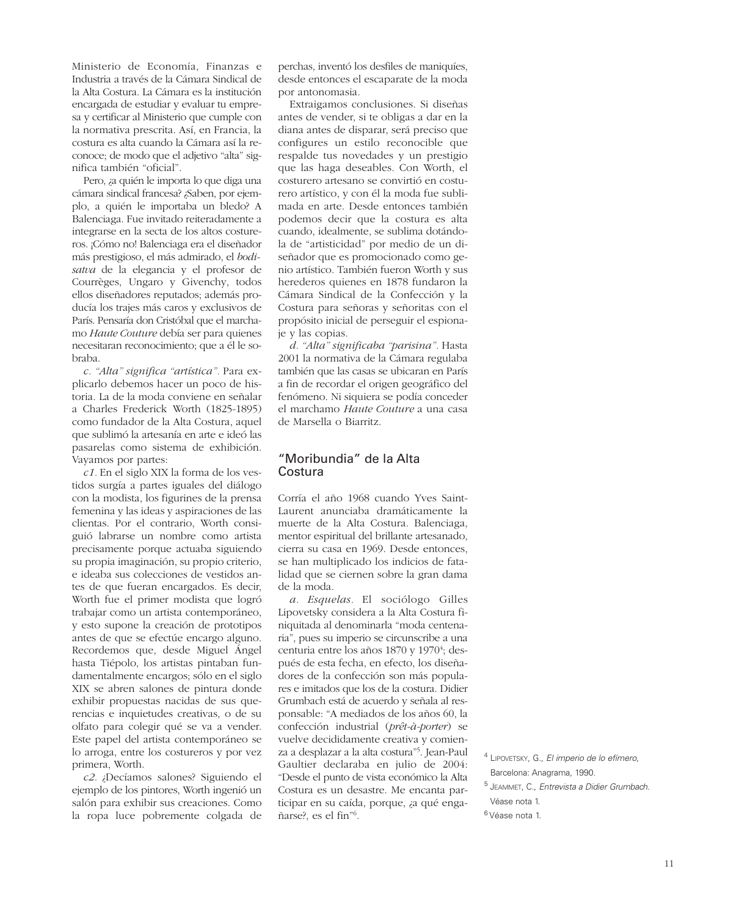Ministerio de Economía, Finanzas e Industria a través de la Cámara Sindical de la Alta Costura. La Cámara es la institución encargada de estudiar y evaluar tu empresa y certificar al Ministerio que cumple con la normativa prescrita. Así, en Francia, la costura es alta cuando la Cámara así la reconoce; de modo que el adjetivo "alta" significa también "oficial".

Pero, ¿a quién le importa lo que diga una cámara sindical francesa? ¿Saben, por ejemplo, a quién le importaba un bledo? A Balenciaga. Fue invitado reiteradamente a integrarse en la secta de los altos costureros. ¡Cómo no! Balenciaga era el diseñador más prestigioso, el más admirado, el *bodisatva* de la elegancia y el profesor de Courrèges, Ungaro y Givenchy, todos ellos diseñadores reputados; además producía los trajes más caros y exclusivos de París. Pensaría don Cristóbal que el marchamo *Haute Couture* debía ser para quienes necesitaran reconocimiento; que a él le sobraba.

*c. "Alta" significa "artística"*. Para explicarlo debemos hacer un poco de historia. La de la moda conviene en señalar a Charles Frederick Worth (1825-1895) como fundador de la Alta Costura, aquel que sublimó la artesanía en arte e ideó las pasarelas como sistema de exhibición. Vayamos por partes:

*c1*. En el siglo XIX la forma de los vestidos surgía a partes iguales del diálogo con la modista, los figurines de la prensa femenina y las ideas y aspiraciones de las clientas. Por el contrario, Worth consiguió labrarse un nombre como artista precisamente porque actuaba siguiendo su propia imaginación, su propio criterio, e ideaba sus colecciones de vestidos antes de que fueran encargados. Es decir, Worth fue el primer modista que logró trabajar como un artista contemporáneo, y esto supone la creación de prototipos antes de que se efectúe encargo alguno. Recordemos que, desde Miguel Ángel hasta Tiépolo, los artistas pintaban fundamentalmente encargos; sólo en el siglo XIX se abren salones de pintura donde exhibir propuestas nacidas de sus querencias e inquietudes creativas, o de su olfato para colegir qué se va a vender. Este papel del artista contemporáneo se lo arroga, entre los costureros y por vez primera, Worth.

*c2*. ¿Decíamos salones? Siguiendo el ejemplo de los pintores, Worth ingenió un salón para exhibir sus creaciones. Como la ropa luce pobremente colgada de perchas, inventó los desfiles de maniquíes, desde entonces el escaparate de la moda por antonomasia.

Extraigamos conclusiones. Si diseñas antes de vender, si te obligas a dar en la diana antes de disparar, será preciso que configures un estilo reconocible que respalde tus novedades y un prestigio que las haga deseables. Con Worth, el costurero artesano se convirtió en costurero artístico, y con él la moda fue sublimada en arte. Desde entonces también podemos decir que la costura es alta cuando, idealmente, se sublima dotándola de "artisticidad" por medio de un diseñador que es promocionado como genio artístico. También fueron Worth y sus herederos quienes en 1878 fundaron la Cámara Sindical de la Confección y la Costura para señoras y señoritas con el propósito inicial de perseguir el espionaje y las copias.

*d. "Alta" significaba "parisina"*. Hasta 2001 la normativa de la Cámara regulaba también que las casas se ubicaran en París a fin de recordar el origen geográfico del fenómeno. Ni siquiera se podía conceder el marchamo *Haute Couture* a una casa de Marsella o Biarritz.

## "Moribundia" de la Alta Costura

Corría el año 1968 cuando Yves Saint-Laurent anunciaba dramáticamente la muerte de la Alta Costura. Balenciaga, mentor espiritual del brillante artesanado, cierra su casa en 1969. Desde entonces, se han multiplicado los indicios de fatalidad que se ciernen sobre la gran dama de la moda.

*a. Esquelas*. El sociólogo Gilles Lipovetsky considera a la Alta Costura finiquitada al denominarla "moda centenaria", pues su imperio se circunscribe a una centuria entre los años 1870 y 1970[4]; después de esta fecha, en efecto, los diseñadores de la confección son más populares e imitados que los de la costura. Didier Grumbach está de acuerdo y señala al responsable: "A mediados de los años 60, la confección industrial (*prêt-à-porter*) se vuelve decididamente creativa y comienza a desplazar a la alta costura"[5]. Jean-Paul Gaultier declaraba en julio de 2004: "Desde el punto de vista económico la Alta Costura es un desastre. Me encanta participar en su caída, porque, ¿a qué engañarse?, es el fin"[6].

[4] Lipovetsky, G., *El imperio de lo efímero,* Barcelona: Anagrama, 1990.

[5] Jeammet, C., *Entrevista a Didier Grumbach.* Véase nota 1.

[6] Véase nota 1.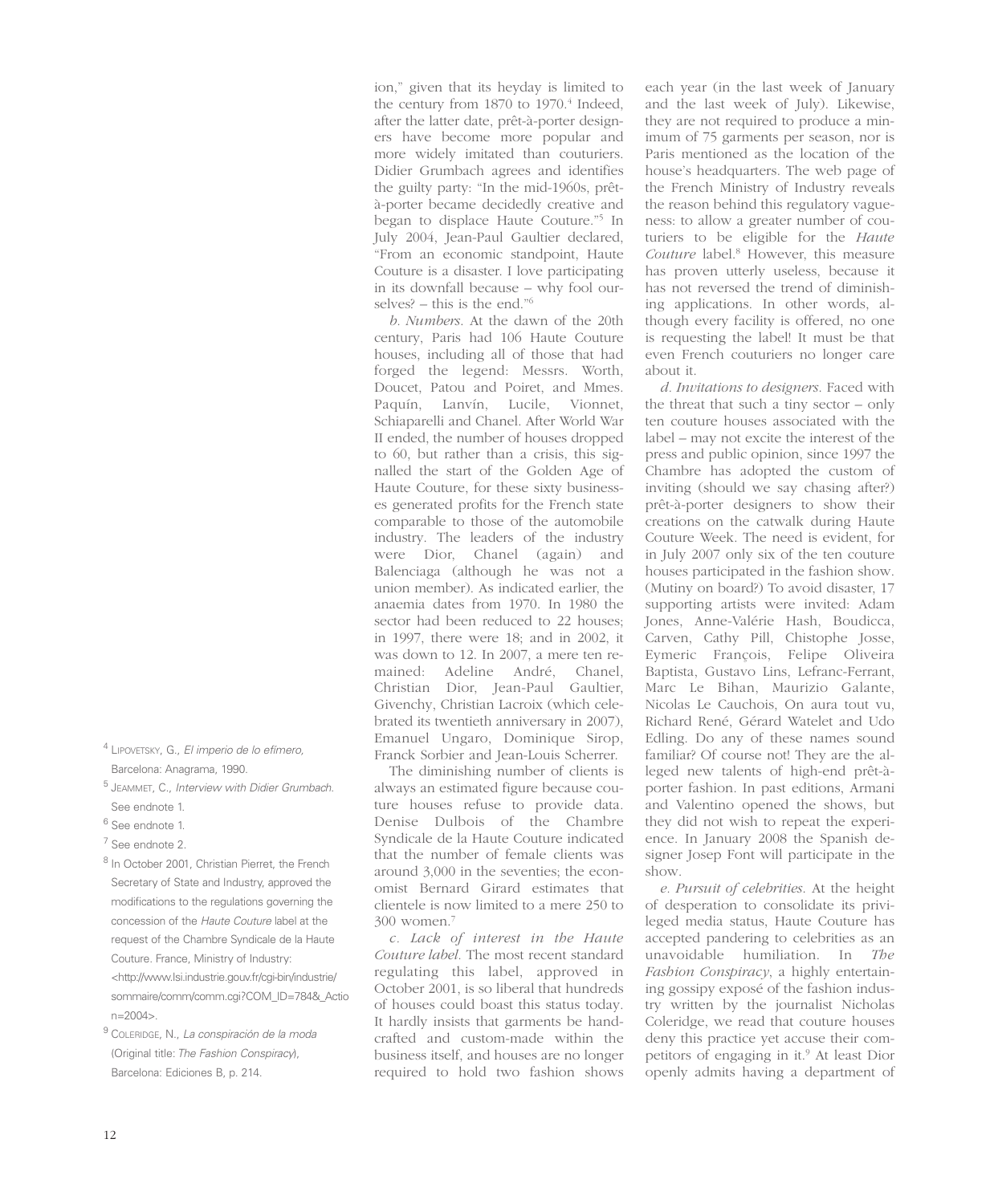ion," given that its heyday is limited to the century from 1870 to 1970.[4] Indeed, after the latter date, prêt-à-porter designers have become more popular and more widely imitated than couturiers. Didier Grumbach agrees and identifies the guilty party: "In the mid-1960s, prêt-à-porter became decidedly creative and began to displace Haute Couture."[5] In July 2004, Jean-Paul Gaultier declared, "From an economic standpoint, Haute Couture is a disaster. I love participating in its downfall because – why fool ourselves? – this is the end."[6]

*b. Numbers*. At the dawn of the 20th century, Paris had 106 Haute Couture houses, including all of those that had forged the legend: Messrs. Worth, Doucet, Patou and Poiret, and Mmes. Paquín, Lanvín, Lucile, Vionnet, Schiaparelli and Chanel. After World War II ended, the number of houses dropped to 60, but rather than a crisis, this signalled the start of the Golden Age of Haute Couture, for these sixty businesses generated profits for the French state comparable to those of the automobile industry. The leaders of the industry were Dior, Chanel (again) and Balenciaga (although he was not a union member). As indicated earlier, the anaemia dates from 1970. In 1980 the sector had been reduced to 22 houses; in 1997, there were 18; and in 2002, it was down to 12. In 2007, a mere ten remained: Adeline André, Chanel, Christian Dior, Jean-Paul Gaultier, Givenchy, Christian Lacroix (which celebrated its twentieth anniversary in 2007), Emanuel Ungaro, Dominique Sirop, Franck Sorbier and Jean-Louis Scherrer.

The diminishing number of clients is always an estimated figure because couture houses refuse to provide data. Denise Dulbois of the Chambre Syndicale de la Haute Couture indicated that the number of female clients was around 3,000 in the seventies; the economist Bernard Girard estimates that clientele is now limited to a mere 250 to 300 women.[7]

*c. Lack of interest in the Haute Couture label*. The most recent standard regulating this label, approved in October 2001, is so liberal that hundreds of houses could boast this status today. It hardly insists that garments be handcrafted and custom-made within the business itself, and houses are no longer required to hold two fashion shows each year (in the last week of January and the last week of July). Likewise, they are not required to produce a minimum of 75 garments per season, nor is Paris mentioned as the location of the house's headquarters. The web page of the French Ministry of Industry reveals the reason behind this regulatory vagueness: to allow a greater number of couturiers to be eligible for the *Haute Couture* label.[8] However, this measure has proven utterly useless, because it has not reversed the trend of diminishing applications. In other words, although every facility is offered, no one is requesting the label! It must be that even French couturiers no longer care about it.

*d. Invitations to designers*. Faced with the threat that such a tiny sector – only ten couture houses associated with the label – may not excite the interest of the press and public opinion, since 1997 the Chambre has adopted the custom of inviting (should we say chasing after?) prêt-à-porter designers to show their creations on the catwalk during Haute Couture Week. The need is evident, for in July 2007 only six of the ten couture houses participated in the fashion show. (Mutiny on board?) To avoid disaster, 17 supporting artists were invited: Adam Jones, Anne-Valérie Hash, Boudicca, Carven, Cathy Pill, Chistophe Josse, Eymeric François, Felipe Oliveira Baptista, Gustavo Lins, Lefranc-Ferrant, Marc Le Bihan, Maurizio Galante, Nicolas Le Cauchois, On aura tout vu, Richard René, Gérard Watelet and Udo Edling. Do any of these names sound familiar? Of course not! They are the alleged new talents of high-end prêt-à-porter fashion. In past editions, Armani and Valentino opened the shows, but they did not wish to repeat the experience. In January 2008 the Spanish designer Josep Font will participate in the show.

*e. Pursuit of celebrities*. At the height of desperation to consolidate its privileged media status, Haute Couture has accepted pandering to celebrities as an unavoidable humiliation. In *The Fashion Conspiracy*, a highly entertaining gossipy exposé of the fashion industry written by the journalist Nicholas Coleridge, we read that couture houses deny this practice yet accuse their competitors of engaging in it.[9] At least Dior openly admits having a department of

---

[4] LIPOVETSKY, G., *El imperio de lo efímero*, Barcelona: Anagrama, 1990.

[5] JEAMMET, C., *Interview with Didier Grumbach*. See endnote 1.

[6] See endnote 1.

[7] See endnote 2.

[8] In October 2001, Christian Pierret, the French Secretary of State and Industry, approved the modifications to the regulations governing the concession of the *Haute Couture* label at the request of the Chambre Syndicale de la Haute Couture. France, Ministry of Industry: <http://www.lsi.industrie.gouv.fr/cgi-bin/industrie/sommaire/comm/comm.cgi?COM_ID=784&_Action=2004>.

[9] COLERIDGE, N., *La conspiración de la moda* (Original title: *The Fashion Conspiracy*), Barcelona: Ediciones B, p. 214.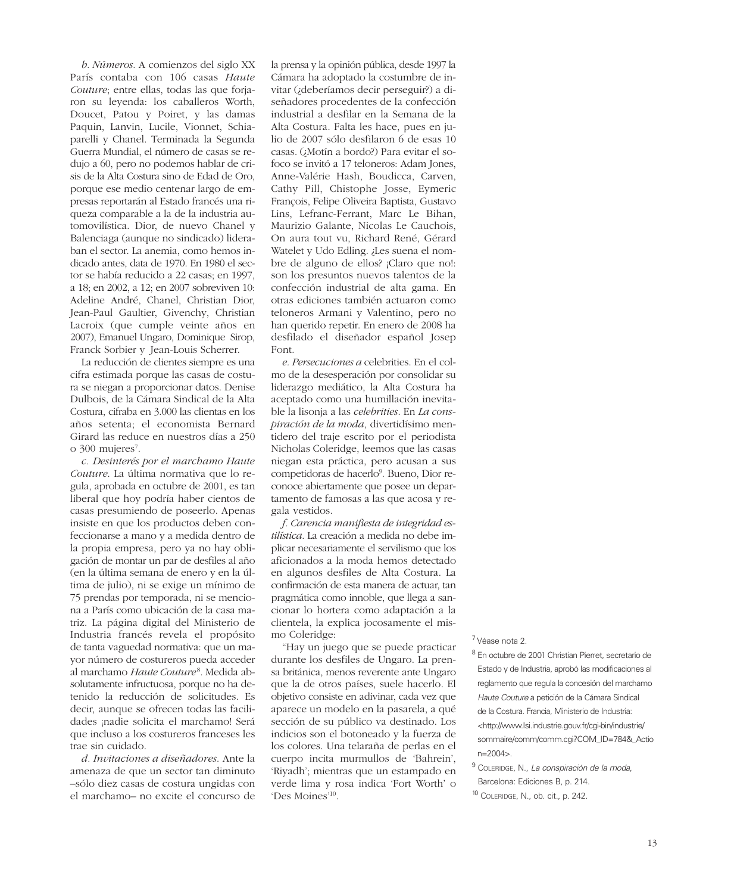*b. Números*. A comienzos del siglo XX París contaba con 106 casas *Haute Couture*; entre ellas, todas las que forjaron su leyenda: los caballeros Worth, Doucet, Patou y Poiret, y las damas Paquin, Lanvin, Lucile, Vionnet, Schiaparelli y Chanel. Terminada la Segunda Guerra Mundial, el número de casas se redujo a 60, pero no podemos hablar de crisis de la Alta Costura sino de Edad de Oro, porque ese medio centenar largo de empresas reportarán al Estado francés una riqueza comparable a la de la industria automovilística. Dior, de nuevo Chanel y Balenciaga (aunque no sindicado) lideraban el sector. La anemia, como hemos indicado antes, data de 1970. En 1980 el sector se había reducido a 22 casas; en 1997, a 18; en 2002, a 12; en 2007 sobreviven 10: Adeline André, Chanel, Christian Dior, Jean-Paul Gaultier, Givenchy, Christian Lacroix (que cumple veinte años en 2007), Emanuel Ungaro, Dominique Sirop, Franck Sorbier y Jean-Louis Scherrer.

La reducción de clientes siempre es una cifra estimada porque las casas de costura se niegan a proporcionar datos. Denise Dulbois, de la Cámara Sindical de la Alta Costura, cifraba en 3.000 las clientas en los años setenta; el economista Bernard Girard las reduce en nuestros días a 250 o 300 mujeres[7].

*c. Desinterés por el marchamo Haute Couture*. La última normativa que lo regula, aprobada en octubre de 2001, es tan liberal que hoy podría haber cientos de casas presumiendo de poseerlo. Apenas insiste en que los productos deben confeccionarse a mano y a medida dentro de la propia empresa, pero ya no hay obligación de montar un par de desfiles al año (en la última semana de enero y en la última de julio), ni se exige un mínimo de 75 prendas por temporada, ni se menciona a París como ubicación de la casa matriz. La página digital del Ministerio de Industria francés revela el propósito de tanta vaguedad normativa: que un mayor número de costureros pueda acceder al marchamo *Haute Couture*[8]. Medida absolutamente infructuosa, porque no ha detenido la reducción de solicitudes. Es decir, aunque se ofrecen todas las facilidades ¡nadie solicita el marchamo! Será que incluso a los costureros franceses les trae sin cuidado.

*d. Invitaciones a diseñadores*. Ante la amenaza de que un sector tan diminuto –sólo diez casas de costura ungidas con el marchamo– no excite el concurso de la prensa y la opinión pública, desde 1997 la Cámara ha adoptado la costumbre de invitar (¿deberíamos decir perseguir?) a diseñadores procedentes de la confección industrial a desfilar en la Semana de la Alta Costura. Falta les hace, pues en julio de 2007 sólo desfilaron 6 de esas 10 casas. (¿Motín a bordo?) Para evitar el sofoco se invitó a 17 teloneros: Adam Jones, Anne-Valérie Hash, Boudicca, Carven, Cathy Pill, Chistophe Josse, Eymeric François, Felipe Oliveira Baptista, Gustavo Lins, Lefranc-Ferrant, Marc Le Bihan, Maurizio Galante, Nicolas Le Cauchois, On aura tout vu, Richard René, Gérard Watelet y Udo Edling. ¿Les suena el nombre de alguno de ellos? ¡Claro que no!: son los presuntos nuevos talentos de la confección industrial de alta gama. En otras ediciones también actuaron como teloneros Armani y Valentino, pero no han querido repetir. En enero de 2008 ha desfilado el diseñador español Josep Font.

*e. Persecuciones a* celebrities. En el colmo de la desesperación por consolidar su liderazgo mediático, la Alta Costura ha aceptado como una humillación inevitable la lisonja a las *celebrities*. En *La conspiración de la moda*, divertidísimo mentidero del traje escrito por el periodista Nicholas Coleridge, leemos que las casas niegan esta práctica, pero acusan a sus competidoras de hacerlo[9]. Bueno, Dior reconoce abiertamente que posee un departamento de famosas a las que acosa y regala vestidos.

*f. Carencia manifiesta de integridad estilística*. La creación a medida no debe implicar necesariamente el servilismo que los aficionados a la moda hemos detectado en algunos desfiles de Alta Costura. La confirmación de esta manera de actuar, tan pragmática como innoble, que llega a sancionar lo hortera como adaptación a la clientela, la explica jocosamente el mismo Coleridge:

"Hay un juego que se puede practicar durante los desfiles de Ungaro. La prensa británica, menos reverente ante Ungaro que la de otros países, suele hacerlo. El objetivo consiste en adivinar, cada vez que aparece un modelo en la pasarela, a qué sección de su público va destinado. Los indicios son el botoneado y la fuerza de los colores. Una telaraña de perlas en el cuerpo incita murmullos de 'Bahrein', 'Riyadh'; mientras que un estampado en verde lima y rosa indica 'Fort Worth' o 'Des Moines'[10].

---

[7] Véase nota 2.

[8] En octubre de 2001 Christian Pierret, secretario de Estado y de Industria, aprobó las modificaciones al reglamento que regula la concesión del marchamo *Haute Couture* a petición de la Cámara Sindical de la Costura. Francia, Ministerio de Industria: <http://www.lsi.industrie.gouv.fr/cgi-bin/industrie/sommaire/comm/comm.cgi?COM_ID=784&_Action=2004>.

[9] COLERIDGE, N., *La conspiración de la moda*, Barcelona: Ediciones B, p. 214.

[10] COLERIDGE, N., ob. cit., p. 242.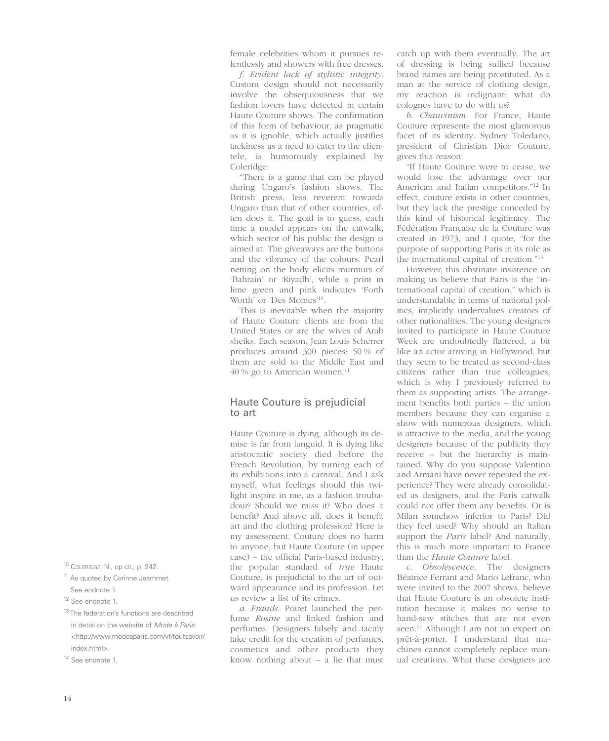female celebrities whom it pursues relentlessly and showers with free dresses.

*f. Evident lack of stylistic integrity.* Custom design should not necessarily involve the obsequiousness that we fashion lovers have detected in certain Haute Couture shows. The confirmation of this form of behaviour, as pragmatic as it is ignoble, which actually justifies tackiness as a need to cater to the clientele, is humorously explained by Coleridge:

"There is a game that can be played during Ungaro's fashion shows. The British press, less reverent towards Ungaro than that of other countries, often does it. The goal is to guess, each time a model appears on the catwalk, which sector of his public the design is aimed at. The giveaways are the buttons and the vibrancy of the colours. Pearl netting on the body elicits murmurs of 'Bahrain' or 'Riyadh', while a print in lime green and pink indicates 'Forth Worth' or 'Des Moines'[10].

This is inevitable when the majority of Haute Couture clients are from the United States or are the wives of Arab sheiks. Each season, Jean Louis Scherrer produces around 300 pieces: 50 % of them are sold to the Middle East and 40 % go to American women.[11]

## Haute Couture is prejudicial to art

Haute Couture is dying, although its demise is far from languid. It is dying like aristocratic society died before the French Revolution, by turning each of its exhibitions into a carnival. And I ask myself, what feelings should this twilight inspire in me, as a fashion troubadour? Should we miss it? Who does it benefit? And above all, does it benefit art and the clothing profession? Here is my assessment. Couture does no harm to anyone, but Haute Couture (in upper case) – the official Paris-based industry, the popular standard of *true* Haute Couture, is prejudicial to the art of outward appearance and its profession. Let us review a list of its crimes.

*a. Frauds.* Poiret launched the perfume *Rosine* and linked fashion and perfumes. Designers falsely and tacitly take credit for the creation of perfumes, cosmetics and other products they know nothing about – a lie that must catch up with them eventually. The art of dressing is being sullied because brand names are being prostituted. As a man at the service of clothing design, my reaction is indignant: what do colognes have to do with us?

*b. Chauvinism.* For France, Haute Couture represents the most glamorous facet of its identity. Sydney Toledano, president of Christian Dior Couture, gives this reason:

"If Haute Couture were to cease, we would lose the advantage over our American and Italian competitors."[12] In effect, couture exists in other countries, but they lack the prestige conceded by this kind of historical legitimacy. The Fédération Française de la Couture was created in 1973, and I quote, "for the purpose of supporting Paris in its role as the international capital of creation."[13]

However, this obstinate insistence on making us believe that Paris is the "international capital of creation," which is understandable in terms of national politics, implicitly undervalues creators of other nationalities. The young designers invited to participate in Haute Couture Week are undoubtedly flattered, a bit like an actor arriving in Hollywood, but they seem to be treated as second-class citizens rather than true colleagues, which is why I previously referred to them as supporting artists. The arrangement benefits both parties – the union members because they can organise a show with numerous designers, which is attractive to the media, and the young designers because of the publicity they receive – but the hierarchy is maintained. Why do you suppose Valentino and Armani have never repeated the experience? They were already consolidated as designers, and the Paris catwalk could not offer them any benefits. Or is Milan somehow inferior to Paris? Did they feel used? Why should an Italian support the *Paris* label? And naturally, this is much more important to France than the *Haute Couture* label.

*c. Obsolescence.* The designers Béatrice Ferrant and Mario Lefranc, who were invited to the 2007 shows, believe that Haute Couture is an obsolete institution because it makes no sense to hand-sew stitches that are not even seen.[14] Although I am not an expert on prêt-à-porter, I understand that machines cannot completely replace manual creations. What these designers are

---

[10] Coleridge, N., op cit., p. 242.

[11] As quoted by Corinne Jeammet. See endnote 1.

[12] See endnote 1.

[13] The federation's functions are described in detail on the website of *Mode à Paris*: <http://www.modeaparis.com/vf/toutsavoir/index.html>.

[14] See endnote 1.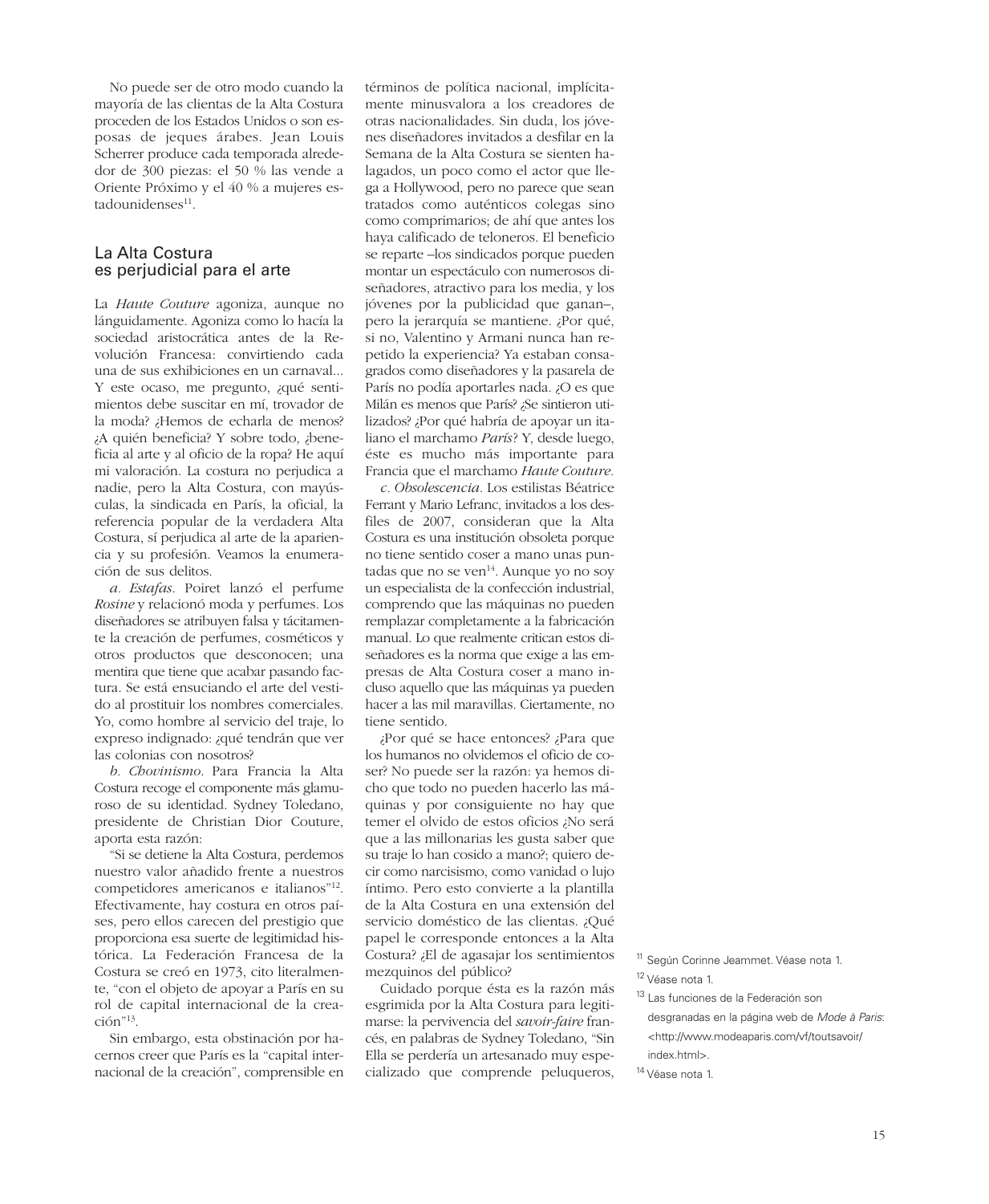No puede ser de otro modo cuando la mayoría de las clientas de la Alta Costura proceden de los Estados Unidos o son esposas de jeques árabes. Jean Louis Scherrer produce cada temporada alrededor de 300 piezas: el 50 % las vende a Oriente Próximo y el 40 % a mujeres estadounidenses[11].

## La Alta Costura es perjudicial para el arte

La *Haute Couture* agoniza, aunque no lánguidamente. Agoniza como lo hacía la sociedad aristocrática antes de la Revolución Francesa: convirtiendo cada una de sus exhibiciones en un carnaval... Y este ocaso, me pregunto, ¿qué sentimientos debe suscitar en mí, trovador de la moda? ¿Hemos de echarla de menos? ¿A quién beneficia? Y sobre todo, ¿beneficia al arte y al oficio de la ropa? He aquí mi valoración. La costura no perjudica a nadie, pero la Alta Costura, con mayúsculas, la sindicada en París, la oficial, la referencia popular de la verdadera Alta Costura, sí perjudica al arte de la apariencia y su profesión. Veamos la enumeración de sus delitos.

*a. Estafas.* Poiret lanzó el perfume *Rosine* y relacionó moda y perfumes. Los diseñadores se atribuyen falsa y tácitamente la creación de perfumes, cosméticos y otros productos que desconocen; una mentira que tiene que acabar pasando factura. Se está ensuciando el arte del vestido al prostituir los nombres comerciales. Yo, como hombre al servicio del traje, lo expreso indignado: ¿qué tendrán que ver las colonias con nosotros?

*b. Chovinismo.* Para Francia la Alta Costura recoge el componente más glamuroso de su identidad. Sydney Toledano, presidente de Christian Dior Couture, aporta esta razón:

"Si se detiene la Alta Costura, perdemos nuestro valor añadido frente a nuestros competidores americanos e italianos"[12]. Efectivamente, hay costura en otros países, pero ellos carecen del prestigio que proporciona esa suerte de legitimidad histórica. La Federación Francesa de la Costura se creó en 1973, cito literalmente, "con el objeto de apoyar a París en su rol de capital internacional de la creación"[13].

Sin embargo, esta obstinación por hacernos creer que París es la "capital internacional de la creación", comprensible en términos de política nacional, implícitamente minusvalora a los creadores de otras nacionalidades. Sin duda, los jóvenes diseñadores invitados a desfilar en la Semana de la Alta Costura se sienten halagados, un poco como el actor que llega a Hollywood, pero no parece que sean tratados como auténticos colegas sino como comprimarios; de ahí que antes los haya calificado de teloneros. El beneficio se reparte –los sindicados porque pueden montar un espectáculo con numerosos diseñadores, atractivo para los media, y los jóvenes por la publicidad que ganan–, pero la jerarquía se mantiene. ¿Por qué, si no, Valentino y Armani nunca han repetido la experiencia? Ya estaban consagrados como diseñadores y la pasarela de París no podía aportarles nada. ¿O es que Milán es menos que París? ¿Se sintieron utilizados? ¿Por qué habría de apoyar un italiano el marchamo *París*? Y, desde luego, éste es mucho más importante para Francia que el marchamo *Haute Couture*.

*c. Obsolescencia*. Los estilistas Béatrice Ferrant y Mario Lefranc, invitados a los desfiles de 2007, consideran que la Alta Costura es una institución obsoleta porque no tiene sentido coser a mano unas puntadas que no se ven[14]. Aunque yo no soy un especialista de la confección industrial, comprendo que las máquinas no pueden remplazar completamente a la fabricación manual. Lo que realmente critican estos diseñadores es la norma que exige a las empresas de Alta Costura coser a mano incluso aquello que las máquinas ya pueden hacer a las mil maravillas. Ciertamente, no tiene sentido.

¿Por qué se hace entonces? ¿Para que los humanos no olvidemos el oficio de coser? No puede ser la razón: ya hemos dicho que todo no pueden hacerlo las máquinas y por consiguiente no hay que temer el olvido de estos oficios ¿No será que a las millonarias les gusta saber que su traje lo han cosido a mano?; quiero decir como narcisismo, como vanidad o lujo íntimo. Pero esto convierte a la plantilla de la Alta Costura en una extensión del servicio doméstico de las clientas. ¿Qué papel le corresponde entonces a la Alta Costura? ¿El de agasajar los sentimientos mezquinos del público?

Cuidado porque ésta es la razón más esgrimida por la Alta Costura para legitimarse: la pervivencia del *savoir-faire* francés, en palabras de Sydney Toledano, "Sin Ella se perdería un artesanado muy especializado que comprende peluqueros,

[11] Según Corinne Jeammet. Véase nota 1.

[12] Véase nota 1.

[13] Las funciones de la Federación son desgranadas en la página web de *Mode à Paris*: <http://www.modeaparis.com/vf/toutsavoir/index.html>.

[14] Véase nota 1.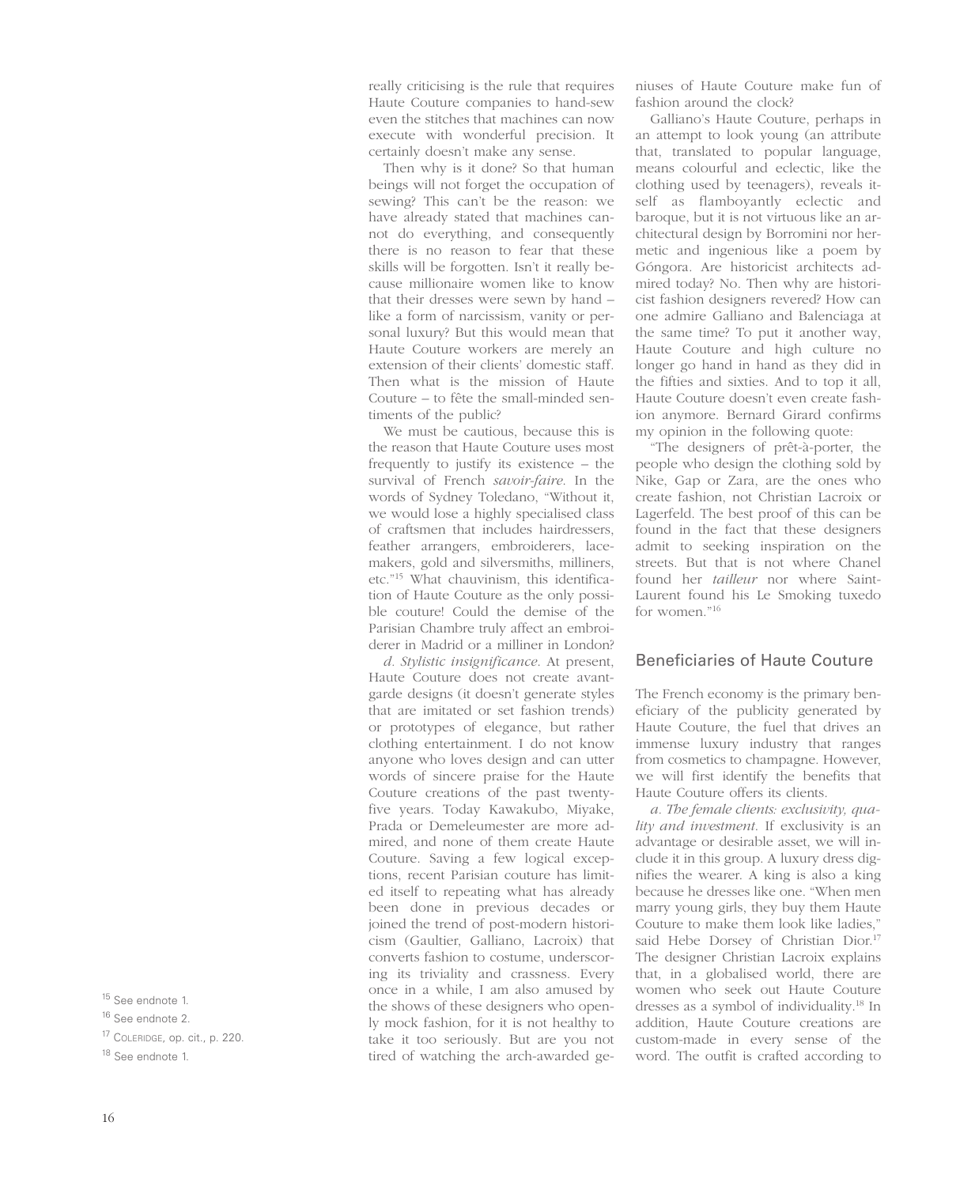really criticising is the rule that requires Haute Couture companies to hand-sew even the stitches that machines can now execute with wonderful precision. It certainly doesn't make any sense.

Then why is it done? So that human beings will not forget the occupation of sewing? This can't be the reason: we have already stated that machines cannot do everything, and consequently there is no reason to fear that these skills will be forgotten. Isn't it really because millionaire women like to know that their dresses were sewn by hand – like a form of narcissism, vanity or personal luxury? But this would mean that Haute Couture workers are merely an extension of their clients' domestic staff. Then what is the mission of Haute Couture – to fête the small-minded sentiments of the public?

We must be cautious, because this is the reason that Haute Couture uses most frequently to justify its existence – the survival of French *savoir-faire*. In the words of Sydney Toledano, "Without it, we would lose a highly specialised class of craftsmen that includes hairdressers, feather arrangers, embroiderers, lacemakers, gold and silversmiths, milliners, etc."[15] What chauvinism, this identification of Haute Couture as the only possible couture! Could the demise of the Parisian Chambre truly affect an embroiderer in Madrid or a milliner in London?

*d. Stylistic insignificance*. At present, Haute Couture does not create avant-garde designs (it doesn't generate styles that are imitated or set fashion trends) or prototypes of elegance, but rather clothing entertainment. I do not know anyone who loves design and can utter words of sincere praise for the Haute Couture creations of the past twenty-five years. Today Kawakubo, Miyake, Prada or Demeleumester are more admired, and none of them create Haute Couture. Saving a few logical exceptions, recent Parisian couture has limited itself to repeating what has already been done in previous decades or joined the trend of post-modern historicism (Gaultier, Galliano, Lacroix) that converts fashion to costume, underscoring its triviality and crassness. Every once in a while, I am also amused by the shows of these designers who openly mock fashion, for it is not healthy to take it too seriously. But are you not tired of watching the arch-awarded geniuses of Haute Couture make fun of fashion around the clock?

Galliano's Haute Couture, perhaps in an attempt to look young (an attribute that, translated to popular language, means colourful and eclectic, like the clothing used by teenagers), reveals itself as flamboyantly eclectic and baroque, but it is not virtuous like an architectural design by Borromini nor hermetic and ingenious like a poem by Góngora. Are historicist architects admired today? No. Then why are historicist fashion designers revered? How can one admire Galliano and Balenciaga at the same time? To put it another way, Haute Couture and high culture no longer go hand in hand as they did in the fifties and sixties. And to top it all, Haute Couture doesn't even create fashion anymore. Bernard Girard confirms my opinion in the following quote:

"The designers of prêt-à-porter, the people who design the clothing sold by Nike, Gap or Zara, are the ones who create fashion, not Christian Lacroix or Lagerfeld. The best proof of this can be found in the fact that these designers admit to seeking inspiration on the streets. But that is not where Chanel found her *tailleur* nor where Saint-Laurent found his Le Smoking tuxedo for women."[16]

## Beneficiaries of Haute Couture

The French economy is the primary beneficiary of the publicity generated by Haute Couture, the fuel that drives an immense luxury industry that ranges from cosmetics to champagne. However, we will first identify the benefits that Haute Couture offers its clients.

*a. The female clients: exclusivity, quality and investment*. If exclusivity is an advantage or desirable asset, we will include it in this group. A luxury dress dignifies the wearer. A king is also a king because he dresses like one. "When men marry young girls, they buy them Haute Couture to make them look like ladies," said Hebe Dorsey of Christian Dior.[17] The designer Christian Lacroix explains that, in a globalised world, there are women who seek out Haute Couture dresses as a symbol of individuality.[18] In addition, Haute Couture creations are custom-made in every sense of the word. The outfit is crafted according to

[15] See endnote 1.

[16] See endnote 2.

[17] Coleridge, op. cit., p. 220.

[18] See endnote 1.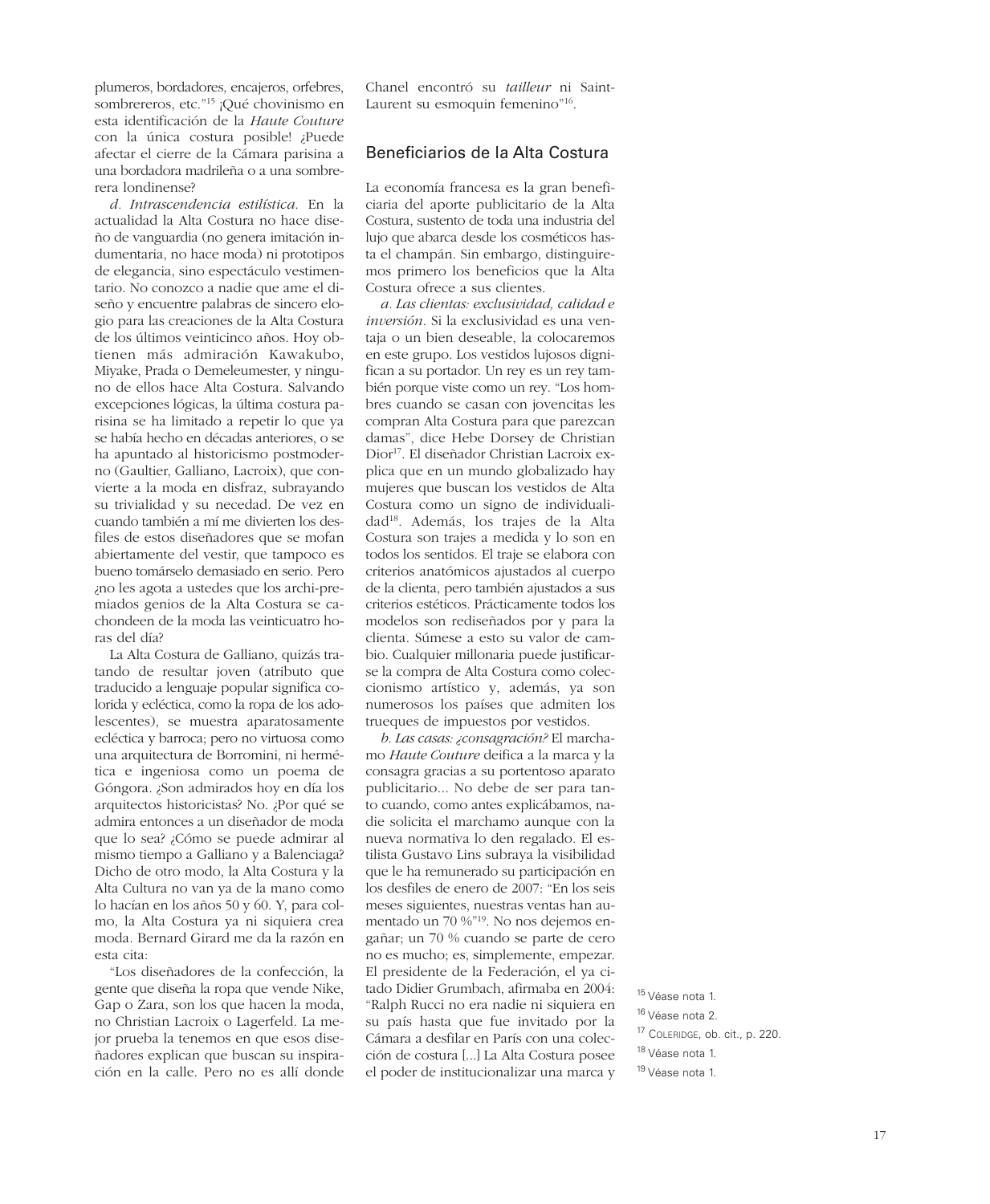plumeros, bordadores, encajeros, orfebres, sombrereros, etc."[15] ¡Qué chovinismo en esta identificación de la *Haute Couture* con la única costura posible! ¿Puede afectar el cierre de la Cámara parisina a una bordadora madrileña o a una sombrerera londinense?

*d. Intrascendencia estilística*. En la actualidad la Alta Costura no hace diseño de vanguardia (no genera imitación indumentaria, no hace moda) ni prototipos de elegancia, sino espectáculo vestimentario. No conozco a nadie que ame el diseño y encuentre palabras de sincero elogio para las creaciones de la Alta Costura de los últimos veinticinco años. Hoy obtienen más admiración Kawakubo, Miyake, Prada o Demeleumester, y ninguno de ellos hace Alta Costura. Salvando excepciones lógicas, la última costura parisina se ha limitado a repetir lo que ya se había hecho en décadas anteriores, o se ha apuntado al historicismo postmoderno (Gaultier, Galliano, Lacroix), que convierte a la moda en disfraz, subrayando su trivialidad y su necedad. De vez en cuando también a mí me divierten los desfiles de estos diseñadores que se mofan abiertamente del vestir, que tampoco es bueno tomárselo demasiado en serio. Pero ¿no les agota a ustedes que los archi-premiados genios de la Alta Costura se cachondeen de la moda las veinticuatro horas del día?

La Alta Costura de Galliano, quizás tratando de resultar joven (atributo que traducido a lenguaje popular significa colorida y ecléctica, como la ropa de los adolescentes), se muestra aparatosamente ecléctica y barroca; pero no virtuosa como una arquitectura de Borromini, ni hermética e ingeniosa como un poema de Góngora. ¿Son admirados hoy en día los arquitectos historicistas? No. ¿Por qué se admira entonces a un diseñador de moda que lo sea? ¿Cómo se puede admirar al mismo tiempo a Galliano y a Balenciaga? Dicho de otro modo, la Alta Costura y la Alta Cultura no van ya de la mano como lo hacían en los años 50 y 60. Y, para colmo, la Alta Costura ya ni siquiera crea moda. Bernard Girard me da la razón en esta cita:

"Los diseñadores de la confección, la gente que diseña la ropa que vende Nike, Gap o Zara, son los que hacen la moda, no Christian Lacroix o Lagerfeld. La mejor prueba la tenemos en que esos diseñadores explican que buscan su inspiración en la calle. Pero no es allí donde Chanel encontró su *tailleur* ni Saint-Laurent su esmoquin femenino"[16].

## Beneficiarios de la Alta Costura

La economía francesa es la gran beneficiaria del aporte publicitario de la Alta Costura, sustento de toda una industria del lujo que abarca desde los cosméticos hasta el champán. Sin embargo, distinguiremos primero los beneficios que la Alta Costura ofrece a sus clientes.

*a. Las clientas: exclusividad, calidad e inversión*. Si la exclusividad es una ventaja o un bien deseable, la colocaremos en este grupo. Los vestidos lujosos dignifican a su portador. Un rey es un rey también porque viste como un rey. "Los hombres cuando se casan con jovencitas les compran Alta Costura para que parezcan damas", dice Hebe Dorsey de Christian Dior[17]. El diseñador Christian Lacroix explica que en un mundo globalizado hay mujeres que buscan los vestidos de Alta Costura como un signo de individualidad[18]. Además, los trajes de la Alta Costura son trajes a medida y lo son en todos los sentidos. El traje se elabora con criterios anatómicos ajustados al cuerpo de la clienta, pero también ajustados a sus criterios estéticos. Prácticamente todos los modelos son rediseñados por y para la clienta. Súmese a esto su valor de cambio. Cualquier millonaria puede justificarse la compra de Alta Costura como coleccionismo artístico y, además, ya son numerosos los países que admiten los trueques de impuestos por vestidos.

*b. Las casas: ¿consagración?* El marchamo *Haute Couture* deifica a la marca y la consagra gracias a su portentoso aparato publicitario... No debe de ser para tanto cuando, como antes explicábamos, nadie solicita el marchamo aunque con la nueva normativa lo den regalado. El estilista Gustavo Lins subraya la visibilidad que le ha remunerado su participación en los desfiles de enero de 2007: "En los seis meses siguientes, nuestras ventas han aumentado un 70 %"[19]. No nos dejemos engañar; un 70 % cuando se parte de cero no es mucho; es, simplemente, empezar. El presidente de la Federación, el ya citado Didier Grumbach, afirmaba en 2004: "Ralph Rucci no era nadie ni siquiera en su país hasta que fue invitado por la Cámara a desfilar en París con una colección de costura [...] La Alta Costura posee el poder de institucionalizar una marca y

[15] Véase nota 1.

[16] Véase nota 2.

[17] COLERIDGE, ob. cit., p. 220.

[18] Véase nota 1.

[19] Véase nota 1.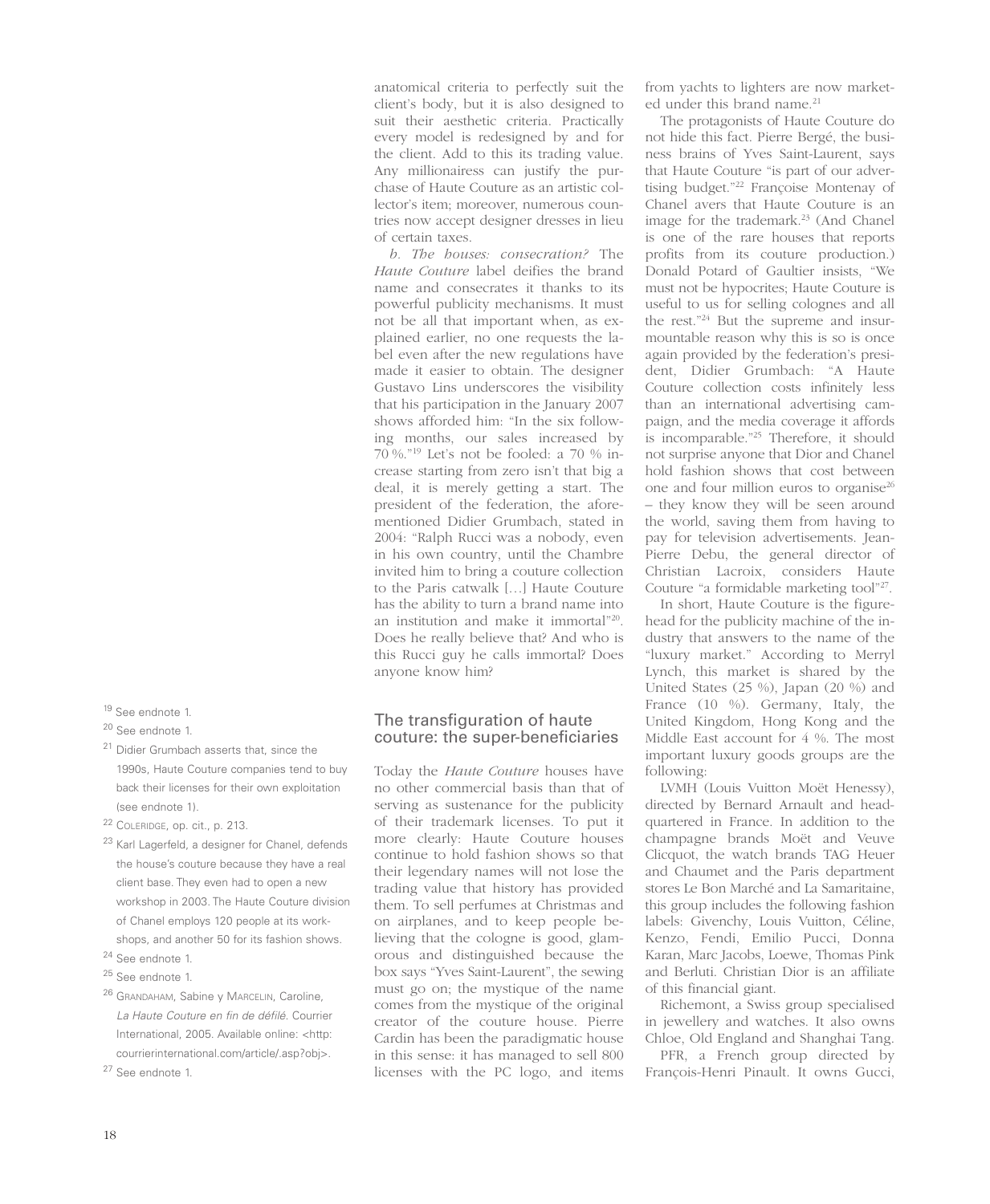anatomical criteria to perfectly suit the client's body, but it is also designed to suit their aesthetic criteria. Practically every model is redesigned by and for the client. Add to this its trading value. Any millionairess can justify the purchase of Haute Couture as an artistic collector's item; moreover, numerous countries now accept designer dresses in lieu of certain taxes.

*b. The houses: consecration?* The *Haute Couture* label deifies the brand name and consecrates it thanks to its powerful publicity mechanisms. It must not be all that important when, as explained earlier, no one requests the label even after the new regulations have made it easier to obtain. The designer Gustavo Lins underscores the visibility that his participation in the January 2007 shows afforded him: "In the six following months, our sales increased by 70 %."[19] Let's not be fooled: a 70 % increase starting from zero isn't that big a deal, it is merely getting a start. The president of the federation, the aforementioned Didier Grumbach, stated in 2004: "Ralph Rucci was a nobody, even in his own country, until the Chambre invited him to bring a couture collection to the Paris catwalk […] Haute Couture has the ability to turn a brand name into an institution and make it immortal"[20]. Does he really believe that? And who is this Rucci guy he calls immortal? Does anyone know him?

## The transfiguration of haute couture: the super-beneficiaries

Today the *Haute Couture* houses have no other commercial basis than that of serving as sustenance for the publicity of their trademark licenses. To put it more clearly: Haute Couture houses continue to hold fashion shows so that their legendary names will not lose the trading value that history has provided them. To sell perfumes at Christmas and on airplanes, and to keep people believing that the cologne is good, glamorous and distinguished because the box says "Yves Saint-Laurent", the sewing must go on; the mystique of the name comes from the mystique of the original creator of the couture house. Pierre Cardin has been the paradigmatic house in this sense: it has managed to sell 800 licenses with the PC logo, and items from yachts to lighters are now marketed under this brand name.[21]

The protagonists of Haute Couture do not hide this fact. Pierre Bergé, the business brains of Yves Saint-Laurent, says that Haute Couture "is part of our advertising budget."[22] Françoise Montenay of Chanel avers that Haute Couture is an image for the trademark.[23] (And Chanel is one of the rare houses that reports profits from its couture production.) Donald Potard of Gaultier insists, "We must not be hypocrites; Haute Couture is useful to us for selling colognes and all the rest."[24] But the supreme and insurmountable reason why this is so is once again provided by the federation's president, Didier Grumbach: "A Haute Couture collection costs infinitely less than an international advertising campaign, and the media coverage it affords is incomparable."[25] Therefore, it should not surprise anyone that Dior and Chanel hold fashion shows that cost between one and four million euros to organise[26] – they know they will be seen around the world, saving them from having to pay for television advertisements. Jean-Pierre Debu, the general director of Christian Lacroix, considers Haute Couture "a formidable marketing tool"[27].

In short, Haute Couture is the figurehead for the publicity machine of the industry that answers to the name of the "luxury market." According to Merryl Lynch, this market is shared by the United States (25 %), Japan (20 %) and France (10 %). Germany, Italy, the United Kingdom, Hong Kong and the Middle East account for 4 %. The most important luxury goods groups are the following:

LVMH (Louis Vuitton Moët Henessy), directed by Bernard Arnault and headquartered in France. In addition to the champagne brands Moët and Veuve Clicquot, the watch brands TAG Heuer and Chaumet and the Paris department stores Le Bon Marché and La Samaritaine, this group includes the following fashion labels: Givenchy, Louis Vuitton, Céline, Kenzo, Fendi, Emilio Pucci, Donna Karan, Marc Jacobs, Loewe, Thomas Pink and Berluti. Christian Dior is an affiliate of this financial giant.

Richemont, a Swiss group specialised in jewellery and watches. It also owns Chloe, Old England and Shanghai Tang.

PFR, a French group directed by François-Henri Pinault. It owns Gucci,

[19] See endnote 1.

[20] See endnote 1.

[21] Didier Grumbach asserts that, since the 1990s, Haute Couture companies tend to buy back their licenses for their own exploitation (see endnote 1).

[22] Coleridge, op. cit., p. 213.

[23] Karl Lagerfeld, a designer for Chanel, defends the house's couture because they have a real client base. They even had to open a new workshop in 2003. The Haute Couture division of Chanel employs 120 people at its workshops, and another 50 for its fashion shows.

[24] See endnote 1.

[25] See endnote 1.

[26] Grandaham, Sabine y Marcelin, Caroline, *La Haute Couture en fin de défilé*. Courrier International, 2005. Available online: <http: courrierinternational.com/article/.asp?obj>.

[27] See endnote 1.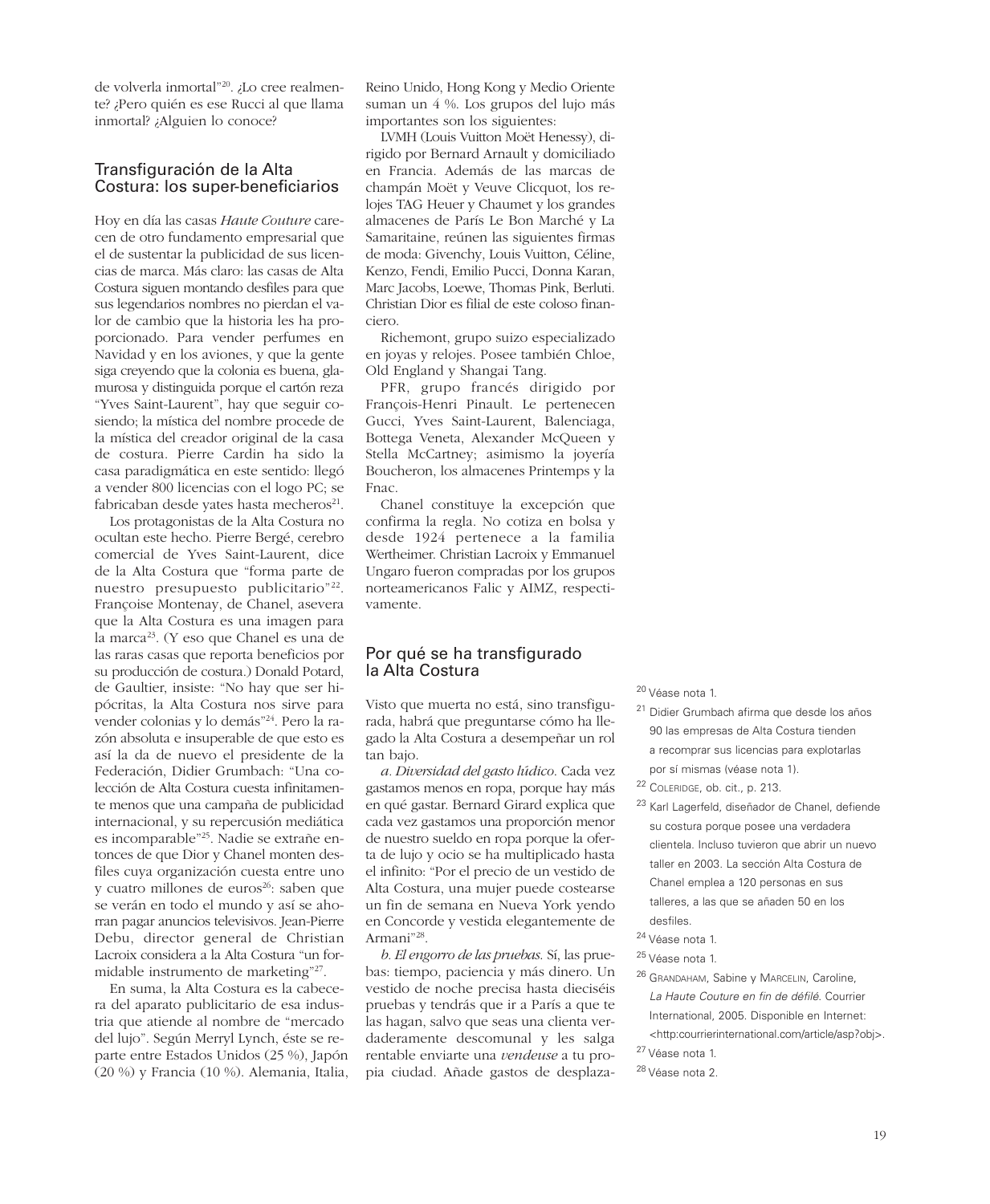de volverla inmortal"[20]. ¿Lo cree realmente? ¿Pero quién es ese Rucci al que llama inmortal? ¿Alguien lo conoce?

## Transfiguración de la Alta Costura: los super-beneficiarios

Hoy en día las casas *Haute Couture* carecen de otro fundamento empresarial que el de sustentar la publicidad de sus licencias de marca. Más claro: las casas de Alta Costura siguen montando desfiles para que sus legendarios nombres no pierdan el valor de cambio que la historia les ha proporcionado. Para vender perfumes en Navidad y en los aviones, y que la gente siga creyendo que la colonia es buena, glamurosa y distinguida porque el cartón reza "Yves Saint-Laurent", hay que seguir cosiendo; la mística del nombre procede de la mística del creador original de la casa de costura. Pierre Cardin ha sido la casa paradigmática en este sentido: llegó a vender 800 licencias con el logo PC; se fabricaban desde yates hasta mecheros[21].

Los protagonistas de la Alta Costura no ocultan este hecho. Pierre Bergé, cerebro comercial de Yves Saint-Laurent, dice de la Alta Costura que "forma parte de nuestro presupuesto publicitario"[22]. Françoise Montenay, de Chanel, asevera que la Alta Costura es una imagen para la marca[23]. (Y eso que Chanel es una de las raras casas que reporta beneficios por su producción de costura.) Donald Potard, de Gaultier, insiste: "No hay que ser hipócritas, la Alta Costura nos sirve para vender colonias y lo demás"[24]. Pero la razón absoluta e insuperable de que esto es así la da de nuevo el presidente de la Federación, Didier Grumbach: "Una colección de Alta Costura cuesta infinitamente menos que una campaña de publicidad internacional, y su repercusión mediática es incomparable"[25]. Nadie se extrañe entonces de que Dior y Chanel monten desfiles cuya organización cuesta entre uno y cuatro millones de euros[26]: saben que se verán en todo el mundo y así se ahorran pagar anuncios televisivos. Jean-Pierre Debu, director general de Christian Lacroix considera a la Alta Costura "un formidable instrumento de marketing"[27].

En suma, la Alta Costura es la cabecera del aparato publicitario de esa industria que atiende al nombre de "mercado del lujo". Según Merryl Lynch, éste se reparte entre Estados Unidos (25 %), Japón (20 %) y Francia (10 %). Alemania, Italia, Reino Unido, Hong Kong y Medio Oriente suman un 4 %. Los grupos del lujo más importantes son los siguientes:

LVMH (Louis Vuitton Moët Henessy), dirigido por Bernard Arnault y domiciliado en Francia. Además de las marcas de champán Moët y Veuve Clicquot, los relojes TAG Heuer y Chaumet y los grandes almacenes de París Le Bon Marché y La Samaritaine, reúnen las siguientes firmas de moda: Givenchy, Louis Vuitton, Céline, Kenzo, Fendi, Emilio Pucci, Donna Karan, Marc Jacobs, Loewe, Thomas Pink, Berluti. Christian Dior es filial de este coloso financiero.

Richemont, grupo suizo especializado en joyas y relojes. Posee también Chloe, Old England y Shangai Tang.

PFR, grupo francés dirigido por François-Henri Pinault. Le pertenecen Gucci, Yves Saint-Laurent, Balenciaga, Bottega Veneta, Alexander McQueen y Stella McCartney; asimismo la joyería Boucheron, los almacenes Printemps y la Fnac.

Chanel constituye la excepción que confirma la regla. No cotiza en bolsa y desde 1924 pertenece a la familia Wertheimer. Christian Lacroix y Emmanuel Ungaro fueron compradas por los grupos norteamericanos Falic y AIMZ, respectivamente.

## Por qué se ha transfigurado la Alta Costura

Visto que muerta no está, sino transfigurada, habrá que preguntarse cómo ha llegado la Alta Costura a desempeñar un rol tan bajo.

*a. Diversidad del gasto lúdico*. Cada vez gastamos menos en ropa, porque hay más en qué gastar. Bernard Girard explica que cada vez gastamos una proporción menor de nuestro sueldo en ropa porque la oferta de lujo y ocio se ha multiplicado hasta el infinito: "Por el precio de un vestido de Alta Costura, una mujer puede costearse un fin de semana en Nueva York yendo en Concorde y vestida elegantemente de Armani"[28].

*b. El engorro de las pruebas*. Sí, las pruebas: tiempo, paciencia y más dinero. Un vestido de noche precisa hasta dieciséis pruebas y tendrás que ir a París a que te las hagan, salvo que seas una clienta verdaderamente descomunal y les salga rentable enviarte una *vendeuse* a tu propia ciudad. Añade gastos de desplaza-

[20] Véase nota 1.

[21] Didier Grumbach afirma que desde los años 90 las empresas de Alta Costura tienden a recomprar sus licencias para explotarlas por sí mismas (véase nota 1).

[22] COLERIDGE, ob. cit., p. 213.

[23] Karl Lagerfeld, diseñador de Chanel, defiende su costura porque posee una verdadera clientela. Incluso tuvieron que abrir un nuevo taller en 2003. La sección Alta Costura de Chanel emplea a 120 personas en sus talleres, a las que se añaden 50 en los desfiles.

[24] Véase nota 1.

[25] Véase nota 1.

[26] GRANDAHAM, Sabine y MARCELIN, Caroline, *La Haute Couture en fin de défilé.* Courrier International, 2005. Disponible en Internet: <http:courrierinternational.com/article/asp?obj>.

[27] Véase nota 1.

[28] Véase nota 2.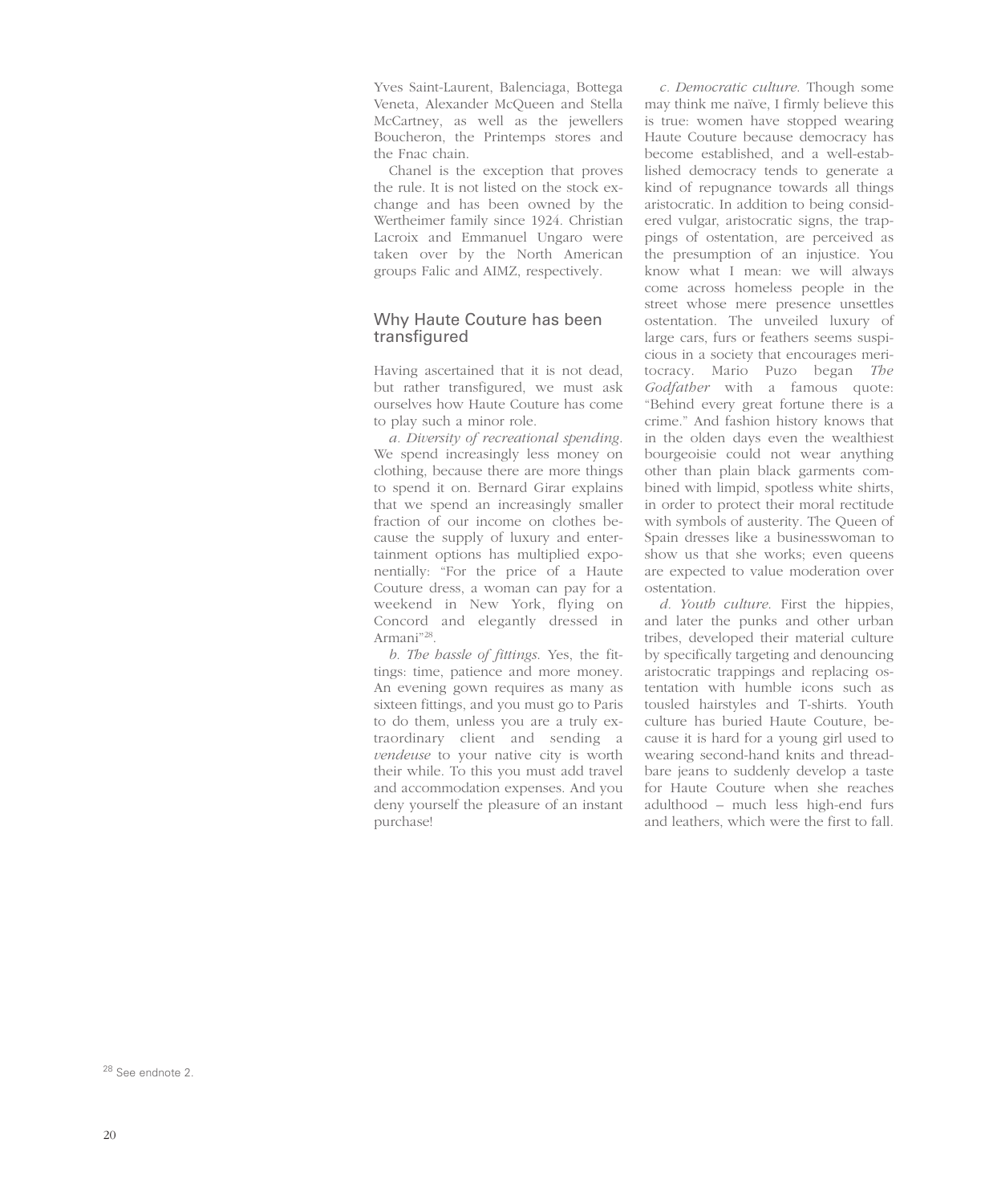Yves Saint-Laurent, Balenciaga, Bottega Veneta, Alexander McQueen and Stella McCartney, as well as the jewellers Boucheron, the Printemps stores and the Fnac chain.

Chanel is the exception that proves the rule. It is not listed on the stock exchange and has been owned by the Wertheimer family since 1924. Christian Lacroix and Emmanuel Ungaro were taken over by the North American groups Falic and AIMZ, respectively.

## Why Haute Couture has been transfigured

Having ascertained that it is not dead, but rather transfigured, we must ask ourselves how Haute Couture has come to play such a minor role.

*a. Diversity of recreational spending.* We spend increasingly less money on clothing, because there are more things to spend it on. Bernard Girar explains that we spend an increasingly smaller fraction of our income on clothes because the supply of luxury and entertainment options has multiplied exponentially: "For the price of a Haute Couture dress, a woman can pay for a weekend in New York, flying on Concord and elegantly dressed in Armani"[28].

*b. The hassle of fittings.* Yes, the fittings: time, patience and more money. An evening gown requires as many as sixteen fittings, and you must go to Paris to do them, unless you are a truly extraordinary client and sending a *vendeuse* to your native city is worth their while. To this you must add travel and accommodation expenses. And you deny yourself the pleasure of an instant purchase!

*c. Democratic culture.* Though some may think me naïve, I firmly believe this is true: women have stopped wearing Haute Couture because democracy has become established, and a well-established democracy tends to generate a kind of repugnance towards all things aristocratic. In addition to being considered vulgar, aristocratic signs, the trappings of ostentation, are perceived as the presumption of an injustice. You know what I mean: we will always come across homeless people in the street whose mere presence unsettles ostentation. The unveiled luxury of large cars, furs or feathers seems suspicious in a society that encourages meritocracy. Mario Puzo began *The Godfather* with a famous quote: "Behind every great fortune there is a crime." And fashion history knows that in the olden days even the wealthiest bourgeoisie could not wear anything other than plain black garments combined with limpid, spotless white shirts, in order to protect their moral rectitude with symbols of austerity. The Queen of Spain dresses like a businesswoman to show us that she works; even queens are expected to value moderation over ostentation.

*d. Youth culture.* First the hippies, and later the punks and other urban tribes, developed their material culture by specifically targeting and denouncing aristocratic trappings and replacing ostentation with humble icons such as tousled hairstyles and T-shirts. Youth culture has buried Haute Couture, because it is hard for a young girl used to wearing second-hand knits and threadbare jeans to suddenly develop a taste for Haute Couture when she reaches adulthood – much less high-end furs and leathers, which were the first to fall.

[28] See endnote 2.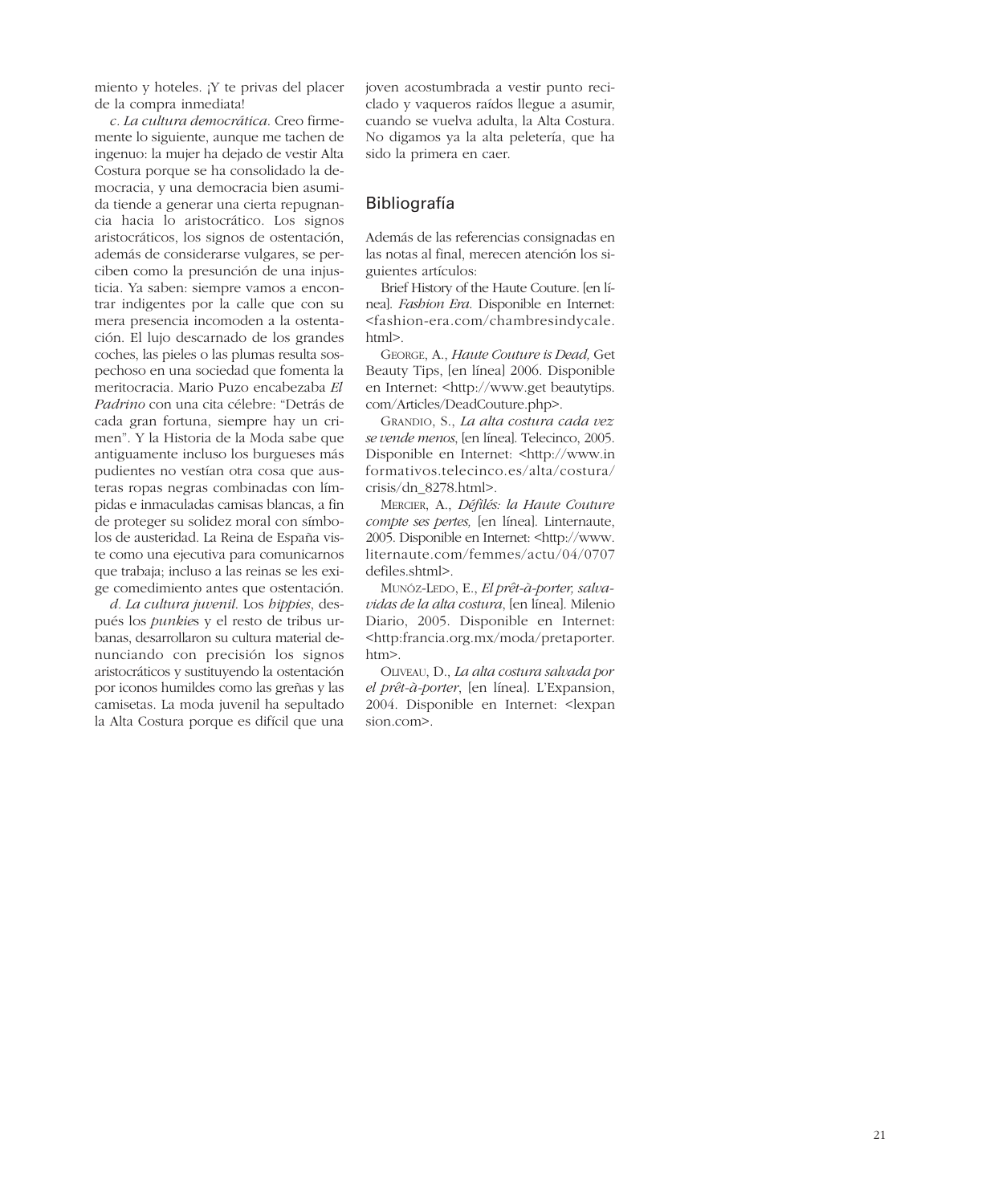miento y hoteles. ¡Y te privas del placer de la compra inmediata!

*c. La cultura democrática*. Creo firmemente lo siguiente, aunque me tachen de ingenuo: la mujer ha dejado de vestir Alta Costura porque se ha consolidado la democracia, y una democracia bien asumida tiende a generar una cierta repugnancia hacia lo aristocrático. Los signos aristocráticos, los signos de ostentación, además de considerarse vulgares, se perciben como la presunción de una injusticia. Ya saben: siempre vamos a encontrar indigentes por la calle que con su mera presencia incomoden a la ostentación. El lujo descarnado de los grandes coches, las pieles o las plumas resulta sospechoso en una sociedad que fomenta la meritocracia. Mario Puzo encabezaba *El Padrino* con una cita célebre: "Detrás de cada gran fortuna, siempre hay un crimen". Y la Historia de la Moda sabe que antiguamente incluso los burgueses más pudientes no vestían otra cosa que austeras ropas negras combinadas con límpidas e inmaculadas camisas blancas, a fin de proteger su solidez moral con símbolos de austeridad. La Reina de España viste como una ejecutiva para comunicarnos que trabaja; incluso a las reinas se les exige comedimiento antes que ostentación.

*d. La cultura juvenil*. Los *hippies*, después los *punkie*s y el resto de tribus urbanas, desarrollaron su cultura material denunciando con precisión los signos aristocráticos y sustituyendo la ostentación por iconos humildes como las greñas y las camisetas. La moda juvenil ha sepultado la Alta Costura porque es difícil que una joven acostumbrada a vestir punto reciclado y vaqueros raídos llegue a asumir, cuando se vuelva adulta, la Alta Costura. No digamos ya la alta peletería, que ha sido la primera en caer.

## Bibliografía

Además de las referencias consignadas en las notas al final, merecen atención los siguientes artículos:

Brief History of the Haute Couture. [en línea]. *Fashion Era*. Disponible en Internet: <fashion-era.com/chambresindycale.html>.

GEORGE, A., *Haute Couture is Dead,* Get Beauty Tips, [en línea] 2006. Disponible en Internet: <http://www.get beautytips.com/Articles/DeadCouture.php>.

GRANDIO, S., *La alta costura cada vez se vende menos*, [en línea]. Telecinco, 2005. Disponible en Internet: <http://www.informativos.telecinco.es/alta/costura/crisis/dn_8278.html>.

MERCIER, A., *Défilés: la Haute Couture compte ses pertes,* [en línea]. Linternaute, 2005. Disponible en Internet: <http://www.liternaute.com/femmes/actu/04/0707defiles.shtml>.

MUNÓZ-LEDO, E., *El prêt-à-porter, salvavidas de la alta costura*, [en línea]. Milenio Diario, 2005. Disponible en Internet: <http:francia.org.mx/moda/pretaporter.htm>.

OLIVEAU, D., *La alta costura salvada por el prêt-à-porter*, [en línea]. L'Expansion, 2004. Disponible en Internet: <lexpansion.com>.